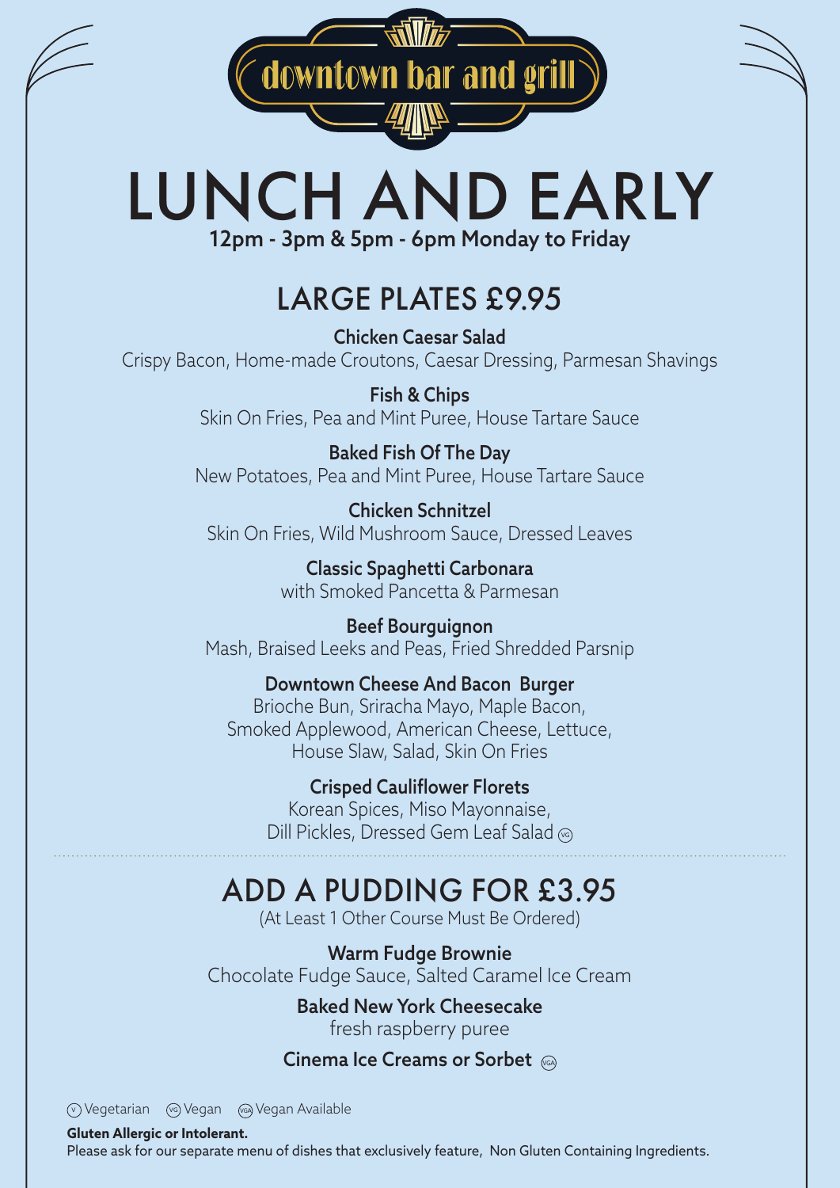downtown bar and grill

# LUNCH AND EARLY

**12pm - 3pm & 5pm - 6pm Monday to Friday**

## LARGE PLATES £9.95

**Chicken Caesar Salad**
Crispy Bacon, Home-made Croutons, Caesar Dressing, Parmesan Shavings

**Fish & Chips**
Skin On Fries, Pea and Mint Puree, House Tartare Sauce

**Baked Fish Of The Day**
New Potatoes, Pea and Mint Puree, House Tartare Sauce

**Chicken Schnitzel**
Skin On Fries, Wild Mushroom Sauce, Dressed Leaves

**Classic Spaghetti Carbonara**
with Smoked Pancetta & Parmesan

**Beef Bourguignon**
Mash, Braised Leeks and Peas, Fried Shredded Parsnip

**Downtown Cheese And Bacon Burger**
Brioche Bun, Sriracha Mayo, Maple Bacon,
Smoked Applewood, American Cheese, Lettuce,
House Slaw, Salad, Skin On Fries

**Crisped Cauliflower Florets**
Korean Spices, Miso Mayonnaise,
Dill Pickles, Dressed Gem Leaf Salad (VG)

## ADD A PUDDING FOR £3.95

(At Least 1 Other Course Must Be Ordered)

**Warm Fudge Brownie**
Chocolate Fudge Sauce, Salted Caramel Ice Cream

**Baked New York Cheesecake**
fresh raspberry puree

**Cinema Ice Creams or Sorbet** (VGA)

(V) Vegetarian (VG) Vegan (VGA) Vegan Available

**Gluten Allergic or Intolerant.**
Please ask for our separate menu of dishes that exclusively feature, Non Gluten Containing Ingredients.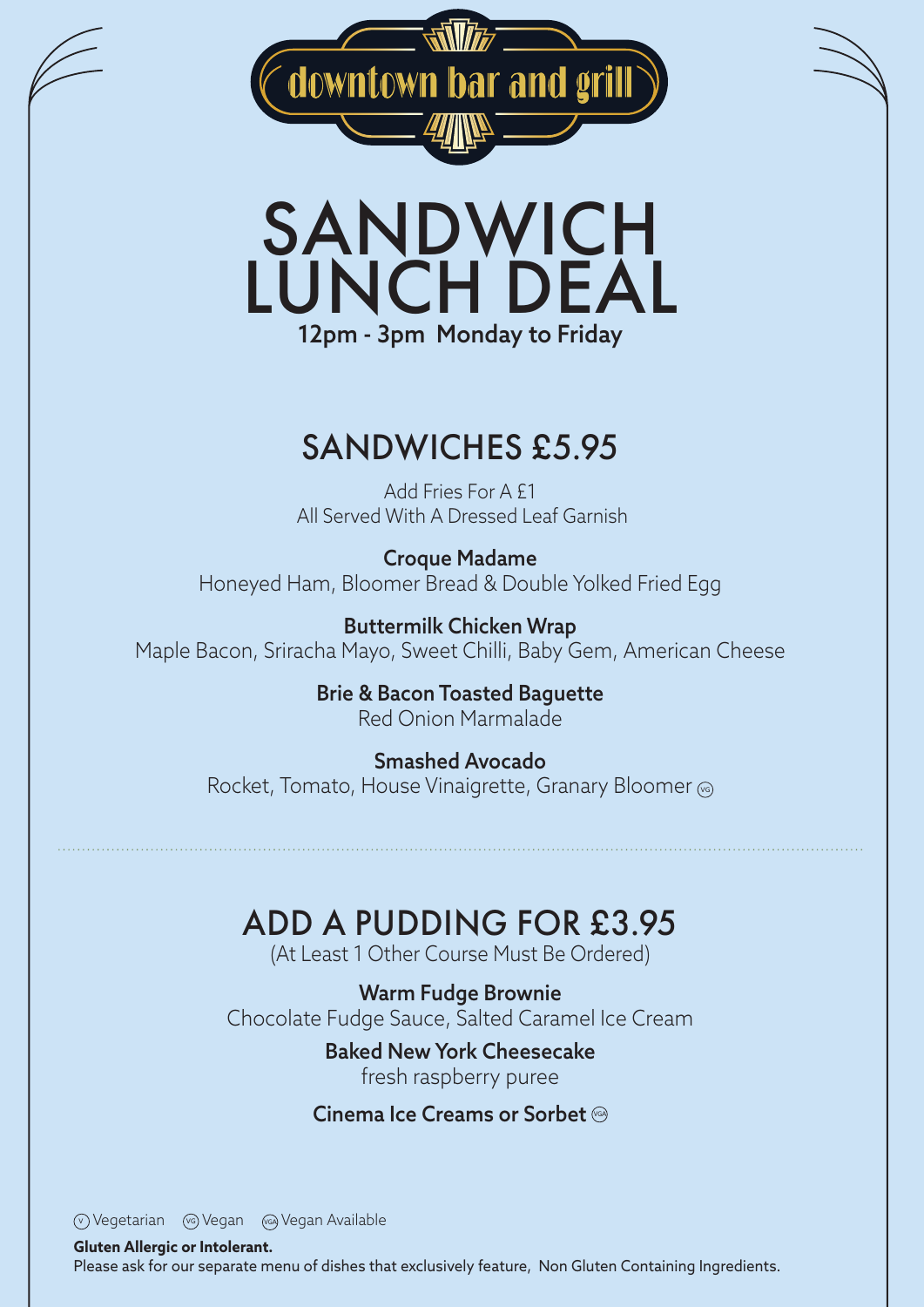downtown bar and grill

# SANDWICH LUNCH DEAL

**12pm - 3pm Monday to Friday**

## SANDWICHES £5.95

Add Fries For A £1
All Served With A Dressed Leaf Garnish

**Croque Madame**
Honeyed Ham, Bloomer Bread & Double Yolked Fried Egg

**Buttermilk Chicken Wrap**
Maple Bacon, Sriracha Mayo, Sweet Chilli, Baby Gem, American Cheese

**Brie & Bacon Toasted Baguette**
Red Onion Marmalade

**Smashed Avocado**
Rocket, Tomato, House Vinaigrette, Granary Bloomer (VG)

## ADD A PUDDING FOR £3.95

(At Least 1 Other Course Must Be Ordered)

**Warm Fudge Brownie**
Chocolate Fudge Sauce, Salted Caramel Ice Cream

**Baked New York Cheesecake**
fresh raspberry puree

**Cinema Ice Creams or Sorbet** (VGA)

(V) Vegetarian (VG) Vegan (VGA) Vegan Available

**Gluten Allergic or Intolerant.**
Please ask for our separate menu of dishes that exclusively feature, Non Gluten Containing Ingredients.